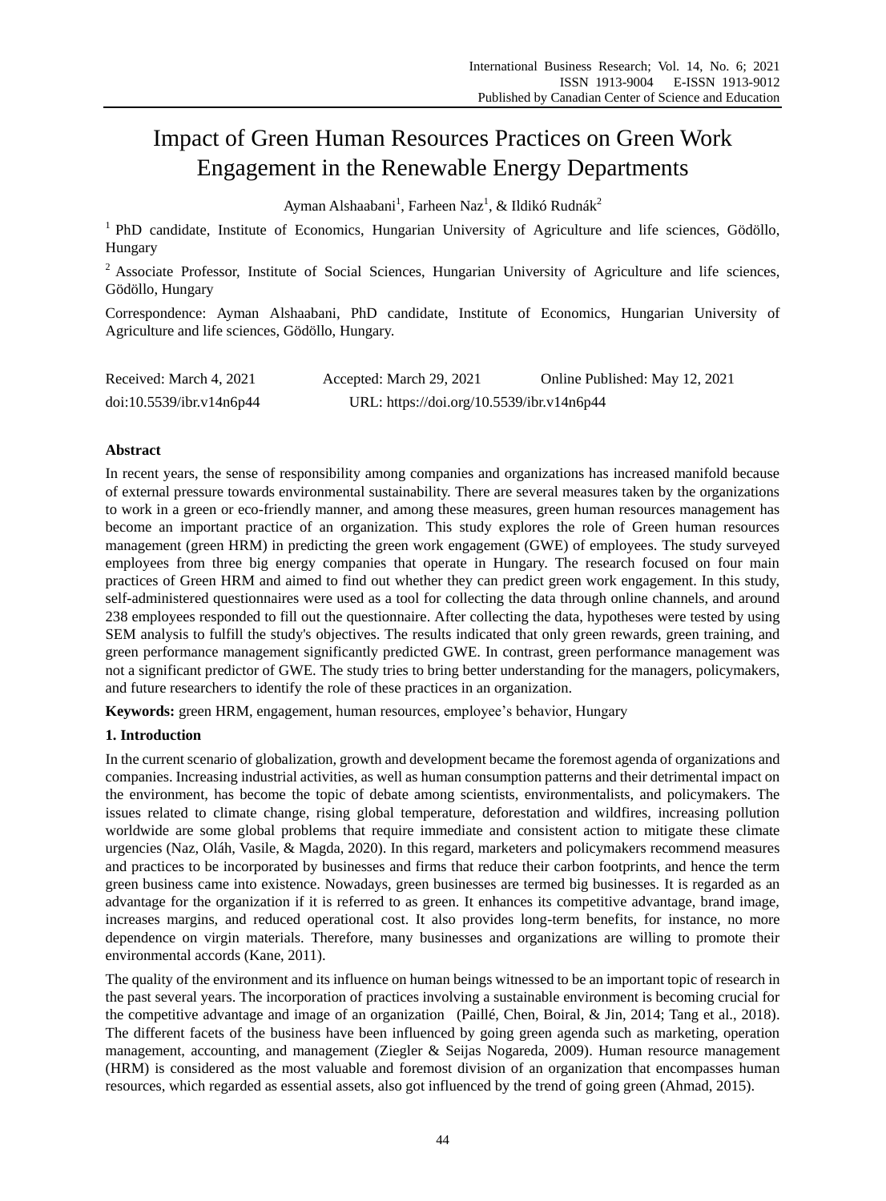# Impact of Green Human Resources Practices on Green Work Engagement in the Renewable Energy Departments

Ayman Alshaabani[1], Farheen Naz[1], & Ildikó Rudnák[2]

[1] PhD candidate, Institute of Economics, Hungarian University of Agriculture and life sciences, Gödöllo, Hungary

[2] Associate Professor, Institute of Social Sciences, Hungarian University of Agriculture and life sciences, Gödöllo, Hungary

Correspondence: Ayman Alshaabani, PhD candidate, Institute of Economics, Hungarian University of Agriculture and life sciences, Gödöllo, Hungary.

Received: March 4, 2021 Accepted: March 29, 2021 Online Published: May 12, 2021

doi:10.5539/ibr.v14n6p44 URL: https://doi.org/10.5539/ibr.v14n6p44

## Abstract

In recent years, the sense of responsibility among companies and organizations has increased manifold because of external pressure towards environmental sustainability. There are several measures taken by the organizations to work in a green or eco-friendly manner, and among these measures, green human resources management has become an important practice of an organization. This study explores the role of Green human resources management (green HRM) in predicting the green work engagement (GWE) of employees. The study surveyed employees from three big energy companies that operate in Hungary. The research focused on four main practices of Green HRM and aimed to find out whether they can predict green work engagement. In this study, self-administered questionnaires were used as a tool for collecting the data through online channels, and around 238 employees responded to fill out the questionnaire. After collecting the data, hypotheses were tested by using SEM analysis to fulfill the study's objectives. The results indicated that only green rewards, green training, and green performance management significantly predicted GWE. In contrast, green performance management was not a significant predictor of GWE. The study tries to bring better understanding for the managers, policymakers, and future researchers to identify the role of these practices in an organization.

**Keywords:** green HRM, engagement, human resources, employee's behavior, Hungary

## 1. Introduction

In the current scenario of globalization, growth and development became the foremost agenda of organizations and companies. Increasing industrial activities, as well as human consumption patterns and their detrimental impact on the environment, has become the topic of debate among scientists, environmentalists, and policymakers. The issues related to climate change, rising global temperature, deforestation and wildfires, increasing pollution worldwide are some global problems that require immediate and consistent action to mitigate these climate urgencies (Naz, Oláh, Vasile, & Magda, 2020). In this regard, marketers and policymakers recommend measures and practices to be incorporated by businesses and firms that reduce their carbon footprints, and hence the term green business came into existence. Nowadays, green businesses are termed big businesses. It is regarded as an advantage for the organization if it is referred to as green. It enhances its competitive advantage, brand image, increases margins, and reduced operational cost. It also provides long-term benefits, for instance, no more dependence on virgin materials. Therefore, many businesses and organizations are willing to promote their environmental accords (Kane, 2011).

The quality of the environment and its influence on human beings witnessed to be an important topic of research in the past several years. The incorporation of practices involving a sustainable environment is becoming crucial for the competitive advantage and image of an organization (Paillé, Chen, Boiral, & Jin, 2014; Tang et al., 2018). The different facets of the business have been influenced by going green agenda such as marketing, operation management, accounting, and management (Ziegler & Seijas Nogareda, 2009). Human resource management (HRM) is considered as the most valuable and foremost division of an organization that encompasses human resources, which regarded as essential assets, also got influenced by the trend of going green (Ahmad, 2015).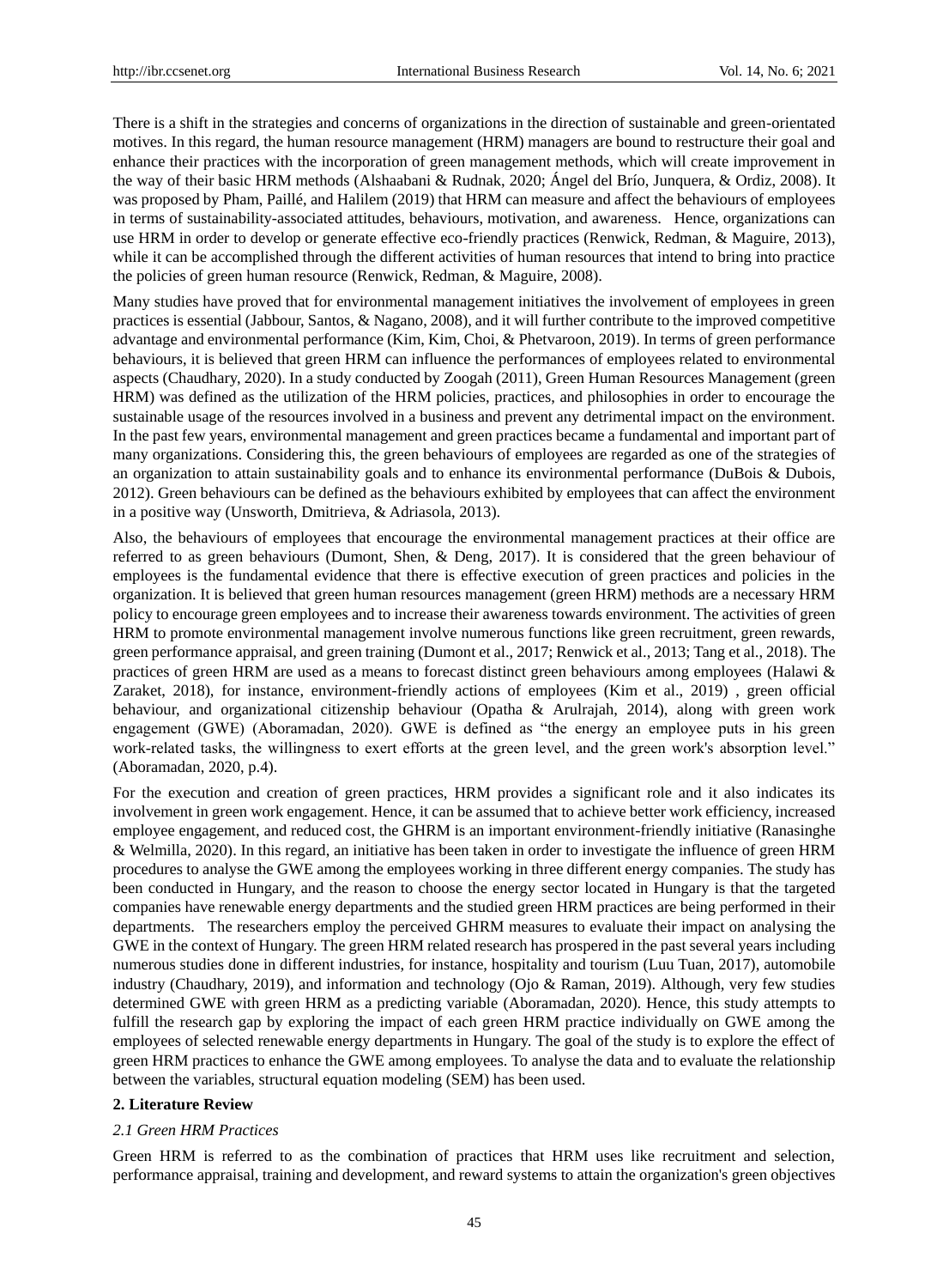There is a shift in the strategies and concerns of organizations in the direction of sustainable and green-orientated motives. In this regard, the human resource management (HRM) managers are bound to restructure their goal and enhance their practices with the incorporation of green management methods, which will create improvement in the way of their basic HRM methods (Alshaabani & Rudnak, 2020; Ángel del Brío, Junquera, & Ordiz, 2008). It was proposed by Pham, Paillé, and Halilem (2019) that HRM can measure and affect the behaviours of employees in terms of sustainability-associated attitudes, behaviours, motivation, and awareness. Hence, organizations can use HRM in order to develop or generate effective eco-friendly practices (Renwick, Redman, & Maguire, 2013), while it can be accomplished through the different activities of human resources that intend to bring into practice the policies of green human resource (Renwick, Redman, & Maguire, 2008).

Many studies have proved that for environmental management initiatives the involvement of employees in green practices is essential (Jabbour, Santos, & Nagano, 2008), and it will further contribute to the improved competitive advantage and environmental performance (Kim, Kim, Choi, & Phetvaroon, 2019). In terms of green performance behaviours, it is believed that green HRM can influence the performances of employees related to environmental aspects (Chaudhary, 2020). In a study conducted by Zoogah (2011), Green Human Resources Management (green HRM) was defined as the utilization of the HRM policies, practices, and philosophies in order to encourage the sustainable usage of the resources involved in a business and prevent any detrimental impact on the environment. In the past few years, environmental management and green practices became a fundamental and important part of many organizations. Considering this, the green behaviours of employees are regarded as one of the strategies of an organization to attain sustainability goals and to enhance its environmental performance (DuBois & Dubois, 2012). Green behaviours can be defined as the behaviours exhibited by employees that can affect the environment in a positive way (Unsworth, Dmitrieva, & Adriasola, 2013).

Also, the behaviours of employees that encourage the environmental management practices at their office are referred to as green behaviours (Dumont, Shen, & Deng, 2017). It is considered that the green behaviour of employees is the fundamental evidence that there is effective execution of green practices and policies in the organization. It is believed that green human resources management (green HRM) methods are a necessary HRM policy to encourage green employees and to increase their awareness towards environment. The activities of green HRM to promote environmental management involve numerous functions like green recruitment, green rewards, green performance appraisal, and green training (Dumont et al., 2017; Renwick et al., 2013; Tang et al., 2018). The practices of green HRM are used as a means to forecast distinct green behaviours among employees (Halawi & Zaraket, 2018), for instance, environment-friendly actions of employees (Kim et al., 2019) , green official behaviour, and organizational citizenship behaviour (Opatha & Arulrajah, 2014), along with green work engagement (GWE) (Aboramadan, 2020). GWE is defined as "the energy an employee puts in his green work-related tasks, the willingness to exert efforts at the green level, and the green work's absorption level." (Aboramadan, 2020, p.4).

For the execution and creation of green practices, HRM provides a significant role and it also indicates its involvement in green work engagement. Hence, it can be assumed that to achieve better work efficiency, increased employee engagement, and reduced cost, the GHRM is an important environment-friendly initiative (Ranasinghe & Welmilla, 2020). In this regard, an initiative has been taken in order to investigate the influence of green HRM procedures to analyse the GWE among the employees working in three different energy companies. The study has been conducted in Hungary, and the reason to choose the energy sector located in Hungary is that the targeted companies have renewable energy departments and the studied green HRM practices are being performed in their departments. The researchers employ the perceived GHRM measures to evaluate their impact on analysing the GWE in the context of Hungary. The green HRM related research has prospered in the past several years including numerous studies done in different industries, for instance, hospitality and tourism (Luu Tuan, 2017), automobile industry (Chaudhary, 2019), and information and technology (Ojo & Raman, 2019). Although, very few studies determined GWE with green HRM as a predicting variable (Aboramadan, 2020). Hence, this study attempts to fulfill the research gap by exploring the impact of each green HRM practice individually on GWE among the employees of selected renewable energy departments in Hungary. The goal of the study is to explore the effect of green HRM practices to enhance the GWE among employees. To analyse the data and to evaluate the relationship between the variables, structural equation modeling (SEM) has been used.

## 2. Literature Review

### *2.1 Green HRM Practices*

Green HRM is referred to as the combination of practices that HRM uses like recruitment and selection, performance appraisal, training and development, and reward systems to attain the organization's green objectives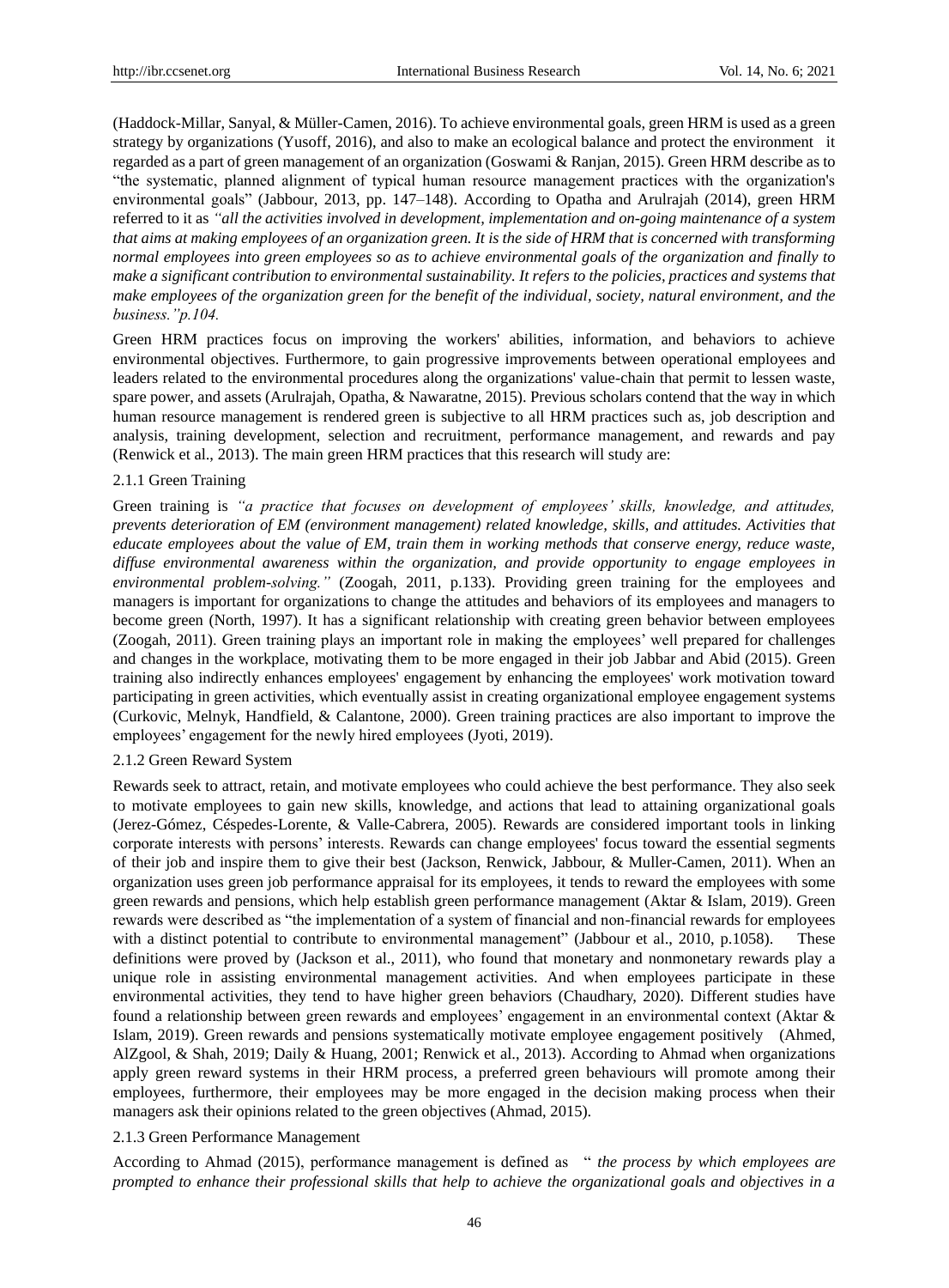(Haddock-Millar, Sanyal, & Müller-Camen, 2016). To achieve environmental goals, green HRM is used as a green strategy by organizations (Yusoff, 2016), and also to make an ecological balance and protect the environment it regarded as a part of green management of an organization (Goswami & Ranjan, 2015). Green HRM describe as to "the systematic, planned alignment of typical human resource management practices with the organization's environmental goals" (Jabbour, 2013, pp. 147–148). According to Opatha and Arulrajah (2014), green HRM referred to it as *"all the activities involved in development, implementation and on-going maintenance of a system that aims at making employees of an organization green. It is the side of HRM that is concerned with transforming normal employees into green employees so as to achieve environmental goals of the organization and finally to make a significant contribution to environmental sustainability. It refers to the policies, practices and systems that make employees of the organization green for the benefit of the individual, society, natural environment, and the business."p.104.*

Green HRM practices focus on improving the workers' abilities, information, and behaviors to achieve environmental objectives. Furthermore, to gain progressive improvements between operational employees and leaders related to the environmental procedures along the organizations' value-chain that permit to lessen waste, spare power, and assets (Arulrajah, Opatha, & Nawaratne, 2015). Previous scholars contend that the way in which human resource management is rendered green is subjective to all HRM practices such as, job description and analysis, training development, selection and recruitment, performance management, and rewards and pay (Renwick et al., 2013). The main green HRM practices that this research will study are:

#### 2.1.1 Green Training

Green training is *"a practice that focuses on development of employees' skills, knowledge, and attitudes, prevents deterioration of EM (environment management) related knowledge, skills, and attitudes. Activities that educate employees about the value of EM, train them in working methods that conserve energy, reduce waste, diffuse environmental awareness within the organization, and provide opportunity to engage employees in environmental problem-solving."* (Zoogah, 2011, p.133). Providing green training for the employees and managers is important for organizations to change the attitudes and behaviors of its employees and managers to become green (North, 1997). It has a significant relationship with creating green behavior between employees (Zoogah, 2011). Green training plays an important role in making the employees' well prepared for challenges and changes in the workplace, motivating them to be more engaged in their job Jabbar and Abid (2015). Green training also indirectly enhances employees' engagement by enhancing the employees' work motivation toward participating in green activities, which eventually assist in creating organizational employee engagement systems (Curkovic, Melnyk, Handfield, & Calantone, 2000). Green training practices are also important to improve the employees' engagement for the newly hired employees (Jyoti, 2019).

#### 2.1.2 Green Reward System

Rewards seek to attract, retain, and motivate employees who could achieve the best performance. They also seek to motivate employees to gain new skills, knowledge, and actions that lead to attaining organizational goals (Jerez-Gómez, Céspedes-Lorente, & Valle-Cabrera, 2005). Rewards are considered important tools in linking corporate interests with persons' interests. Rewards can change employees' focus toward the essential segments of their job and inspire them to give their best (Jackson, Renwick, Jabbour, & Muller-Camen, 2011). When an organization uses green job performance appraisal for its employees, it tends to reward the employees with some green rewards and pensions, which help establish green performance management (Aktar & Islam, 2019). Green rewards were described as "the implementation of a system of financial and non-financial rewards for employees with a distinct potential to contribute to environmental management" (Jabbour et al., 2010, p.1058). These definitions were proved by (Jackson et al., 2011), who found that monetary and nonmonetary rewards play a unique role in assisting environmental management activities. And when employees participate in these environmental activities, they tend to have higher green behaviors (Chaudhary, 2020). Different studies have found a relationship between green rewards and employees' engagement in an environmental context (Aktar & Islam, 2019). Green rewards and pensions systematically motivate employee engagement positively (Ahmed, AlZgool, & Shah, 2019; Daily & Huang, 2001; Renwick et al., 2013). According to Ahmad when organizations apply green reward systems in their HRM process, a preferred green behaviours will promote among their employees, furthermore, their employees may be more engaged in the decision making process when their managers ask their opinions related to the green objectives (Ahmad, 2015).

#### 2.1.3 Green Performance Management

According to Ahmad (2015), performance management is defined as " *the process by which employees are prompted to enhance their professional skills that help to achieve the organizational goals and objectives in a*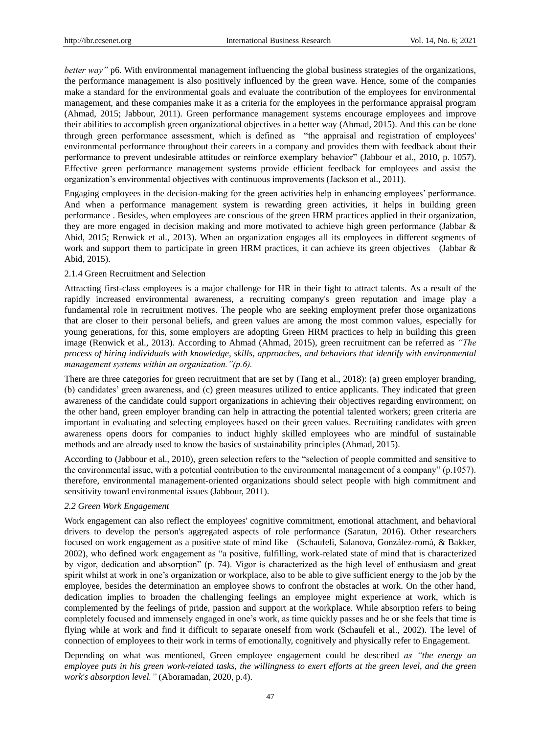*better way"* p6. With environmental management influencing the global business strategies of the organizations, the performance management is also positively influenced by the green wave. Hence, some of the companies make a standard for the environmental goals and evaluate the contribution of the employees for environmental management, and these companies make it as a criteria for the employees in the performance appraisal program (Ahmad, 2015; Jabbour, 2011). Green performance management systems encourage employees and improve their abilities to accomplish green organizational objectives in a better way (Ahmad, 2015). And this can be done through green performance assessment, which is defined as "the appraisal and registration of employees' environmental performance throughout their careers in a company and provides them with feedback about their performance to prevent undesirable attitudes or reinforce exemplary behavior" (Jabbour et al., 2010, p. 1057). Effective green performance management systems provide efficient feedback for employees and assist the organization's environmental objectives with continuous improvements (Jackson et al., 2011).

Engaging employees in the decision-making for the green activities help in enhancing employees' performance. And when a performance management system is rewarding green activities, it helps in building green performance . Besides, when employees are conscious of the green HRM practices applied in their organization, they are more engaged in decision making and more motivated to achieve high green performance (Jabbar & Abid, 2015; Renwick et al., 2013). When an organization engages all its employees in different segments of work and support them to participate in green HRM practices, it can achieve its green objectives (Jabbar & Abid, 2015).

#### 2.1.4 Green Recruitment and Selection

Attracting first-class employees is a major challenge for HR in their fight to attract talents. As a result of the rapidly increased environmental awareness, a recruiting company's green reputation and image play a fundamental role in recruitment motives. The people who are seeking employment prefer those organizations that are closer to their personal beliefs, and green values are among the most common values, especially for young generations, for this, some employers are adopting Green HRM practices to help in building this green image (Renwick et al., 2013). According to Ahmad (Ahmad, 2015), green recruitment can be referred as *"The process of hiring individuals with knowledge, skills, approaches, and behaviors that identify with environmental management systems within an organization."(p.6).*

There are three categories for green recruitment that are set by (Tang et al., 2018): (a) green employer branding, (b) candidates' green awareness, and (c) green measures utilized to entice applicants. They indicated that green awareness of the candidate could support organizations in achieving their objectives regarding environment; on the other hand, green employer branding can help in attracting the potential talented workers; green criteria are important in evaluating and selecting employees based on their green values. Recruiting candidates with green awareness opens doors for companies to induct highly skilled employees who are mindful of sustainable methods and are already used to know the basics of sustainability principles (Ahmad, 2015).

According to (Jabbour et al., 2010), green selection refers to the "selection of people committed and sensitive to the environmental issue, with a potential contribution to the environmental management of a company" (p.1057). therefore, environmental management-oriented organizations should select people with high commitment and sensitivity toward environmental issues (Jabbour, 2011).

### *2.2 Green Work Engagement*

Work engagement can also reflect the employees' cognitive commitment, emotional attachment, and behavioral drivers to develop the person's aggregated aspects of role performance (Saratun, 2016). Other researchers focused on work engagement as a positive state of mind like (Schaufeli, Salanova, González-romá, & Bakker, 2002), who defined work engagement as "a positive, fulfilling, work-related state of mind that is characterized by vigor, dedication and absorption" (p. 74). Vigor is characterized as the high level of enthusiasm and great spirit whilst at work in one's organization or workplace, also to be able to give sufficient energy to the job by the employee, besides the determination an employee shows to confront the obstacles at work. On the other hand, dedication implies to broaden the challenging feelings an employee might experience at work, which is complemented by the feelings of pride, passion and support at the workplace. While absorption refers to being completely focused and immensely engaged in one's work, as time quickly passes and he or she feels that time is flying while at work and find it difficult to separate oneself from work (Schaufeli et al., 2002). The level of connection of employees to their work in terms of emotionally, cognitively and physically refer to Engagement.

Depending on what was mentioned, Green employee engagement could be described *as "the energy an employee puts in his green work-related tasks, the willingness to exert efforts at the green level, and the green work's absorption level."* (Aboramadan, 2020, p.4).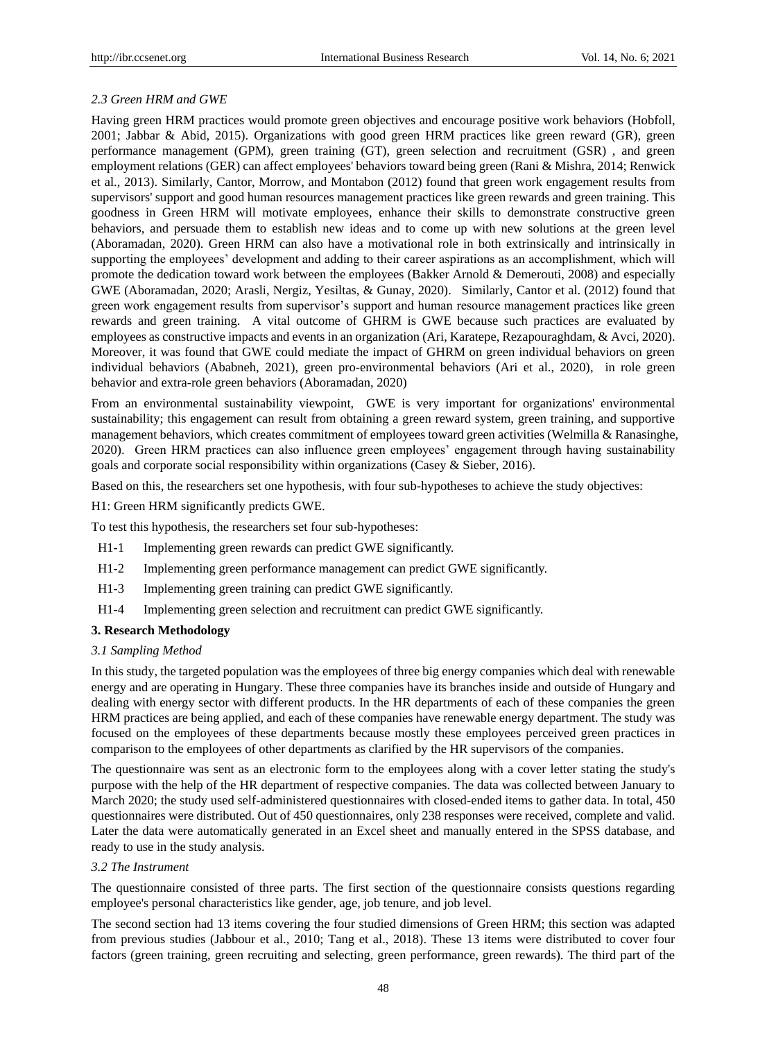### *2.3 Green HRM and GWE*

Having green HRM practices would promote green objectives and encourage positive work behaviors (Hobfoll, 2001; Jabbar & Abid, 2015). Organizations with good green HRM practices like green reward (GR), green performance management (GPM), green training (GT), green selection and recruitment (GSR) , and green employment relations (GER) can affect employees' behaviors toward being green (Rani & Mishra, 2014; Renwick et al., 2013). Similarly, Cantor, Morrow, and Montabon (2012) found that green work engagement results from supervisors' support and good human resources management practices like green rewards and green training. This goodness in Green HRM will motivate employees, enhance their skills to demonstrate constructive green behaviors, and persuade them to establish new ideas and to come up with new solutions at the green level (Aboramadan, 2020). Green HRM can also have a motivational role in both extrinsically and intrinsically in supporting the employees' development and adding to their career aspirations as an accomplishment, which will promote the dedication toward work between the employees (Bakker Arnold & Demerouti, 2008) and especially GWE (Aboramadan, 2020; Arasli, Nergiz, Yesiltas, & Gunay, 2020). Similarly, Cantor et al. (2012) found that green work engagement results from supervisor's support and human resource management practices like green rewards and green training. A vital outcome of GHRM is GWE because such practices are evaluated by employees as constructive impacts and events in an organization (Ari, Karatepe, Rezapouraghdam, & Avci, 2020). Moreover, it was found that GWE could mediate the impact of GHRM on green individual behaviors on green individual behaviors (Ababneh, 2021), green pro-environmental behaviors (Ari et al., 2020), in role green behavior and extra-role green behaviors (Aboramadan, 2020)

From an environmental sustainability viewpoint, GWE is very important for organizations' environmental sustainability; this engagement can result from obtaining a green reward system, green training, and supportive management behaviors, which creates commitment of employees toward green activities (Welmilla & Ranasinghe, 2020). Green HRM practices can also influence green employees' engagement through having sustainability goals and corporate social responsibility within organizations (Casey & Sieber, 2016).

Based on this, the researchers set one hypothesis, with four sub-hypotheses to achieve the study objectives:

H1: Green HRM significantly predicts GWE.

To test this hypothesis, the researchers set four sub-hypotheses:

- H1-1 Implementing green rewards can predict GWE significantly.
- H1-2 Implementing green performance management can predict GWE significantly.
- H1-3 Implementing green training can predict GWE significantly.
- H1-4 Implementing green selection and recruitment can predict GWE significantly.

## 3. Research Methodology

### *3.1 Sampling Method*

In this study, the targeted population was the employees of three big energy companies which deal with renewable energy and are operating in Hungary. These three companies have its branches inside and outside of Hungary and dealing with energy sector with different products. In the HR departments of each of these companies the green HRM practices are being applied, and each of these companies have renewable energy department. The study was focused on the employees of these departments because mostly these employees perceived green practices in comparison to the employees of other departments as clarified by the HR supervisors of the companies.

The questionnaire was sent as an electronic form to the employees along with a cover letter stating the study's purpose with the help of the HR department of respective companies. The data was collected between January to March 2020; the study used self-administered questionnaires with closed-ended items to gather data. In total, 450 questionnaires were distributed. Out of 450 questionnaires, only 238 responses were received, complete and valid. Later the data were automatically generated in an Excel sheet and manually entered in the SPSS database, and ready to use in the study analysis.

### *3.2 The Instrument*

The questionnaire consisted of three parts. The first section of the questionnaire consists questions regarding employee's personal characteristics like gender, age, job tenure, and job level.

The second section had 13 items covering the four studied dimensions of Green HRM; this section was adapted from previous studies (Jabbour et al., 2010; Tang et al., 2018). These 13 items were distributed to cover four factors (green training, green recruiting and selecting, green performance, green rewards). The third part of the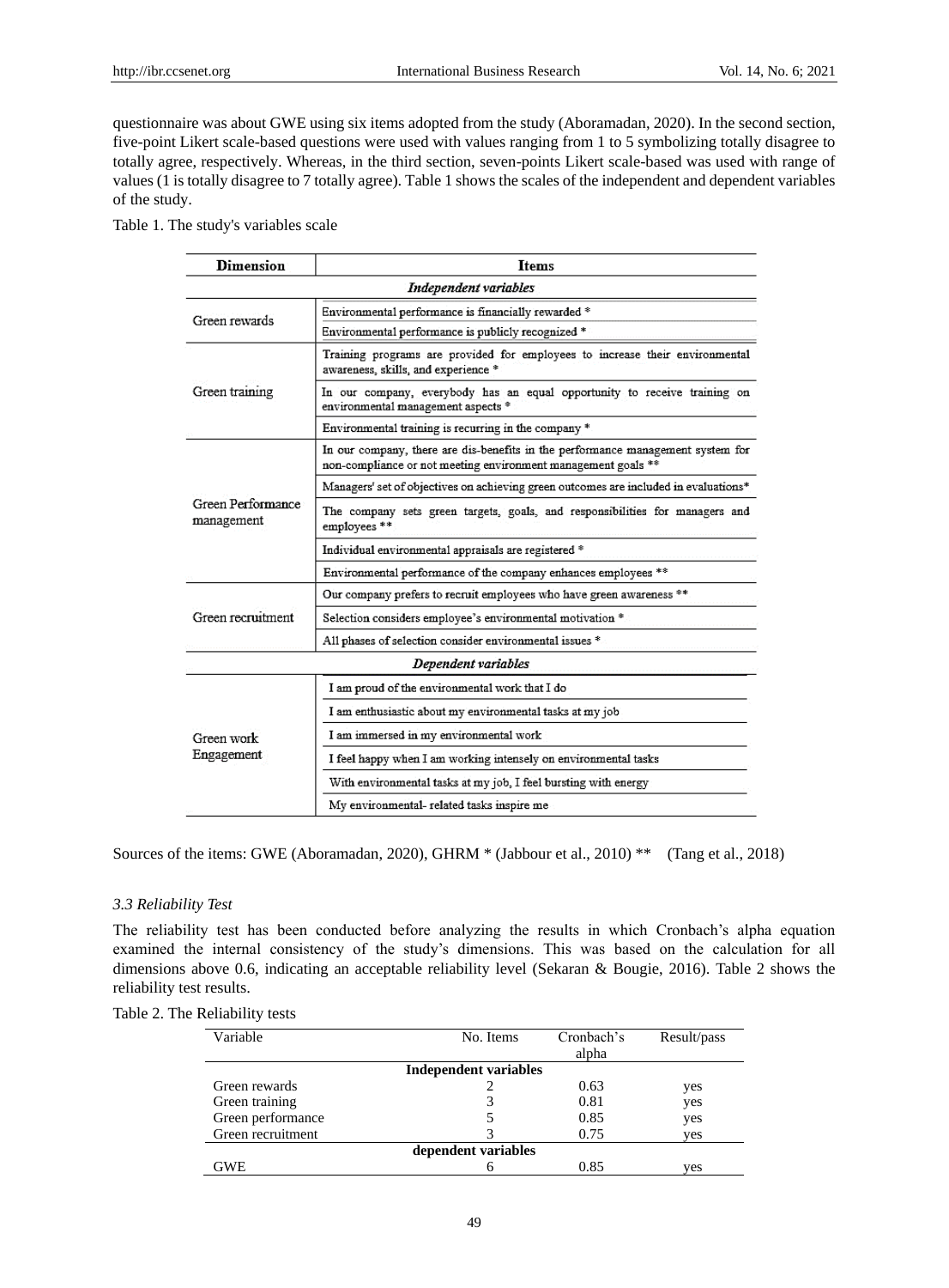questionnaire was about GWE using six items adopted from the study (Aboramadan, 2020). In the second section, five-point Likert scale-based questions were used with values ranging from 1 to 5 symbolizing totally disagree to totally agree, respectively. Whereas, in the third section, seven-points Likert scale-based was used with range of values (1 is totally disagree to 7 totally agree). Table 1 shows the scales of the independent and dependent variables of the study.

Table 1. The study's variables scale

| Dimension | Items |
|---|---|
| ***Independent variables*** | |
| Green rewards | Environmental performance is financially rewarded * |
| | Environmental performance is publicly recognized * |
| Green training | Training programs are provided for employees to increase their environmental awareness, skills, and experience * |
| | In our company, everybody has an equal opportunity to receive training on environmental management aspects * |
| | Environmental training is recurring in the company * |
| Green Performance management | In our company, there are dis-benefits in the performance management system for non-compliance or not meeting environment management goals ** |
| | Managers' set of objectives on achieving green outcomes are included in evaluations* |
| | The company sets green targets, goals, and responsibilities for managers and employees ** |
| | Individual environmental appraisals are registered * |
| | Environmental performance of the company enhances employees ** |
| Green recruitment | Our company prefers to recruit employees who have green awareness ** |
| | Selection considers employee's environmental motivation * |
| | All phases of selection consider environmental issues * |
| ***Dependent variables*** | |
| Green work Engagement | I am proud of the environmental work that I do |
| | I am enthusiastic about my environmental tasks at my job |
| | I am immersed in my environmental work |
| | I feel happy when I am working intensely on environmental tasks |
| | With environmental tasks at my job, I feel bursting with energy |
| | My environmental- related tasks inspire me |

Sources of the items: GWE (Aboramadan, 2020), GHRM * (Jabbour et al., 2010) ** (Tang et al., 2018)

### 3.3 Reliability Test

The reliability test has been conducted before analyzing the results in which Cronbach's alpha equation examined the internal consistency of the study's dimensions. This was based on the calculation for all dimensions above 0.6, indicating an acceptable reliability level (Sekaran & Bougie, 2016). Table 2 shows the reliability test results.

Table 2. The Reliability tests

| Variable | No. Items | Cronbach's alpha | Result/pass |
|---|---|---|---|
| **Independent variables** | | | |
| Green rewards | 2 | 0.63 | yes |
| Green training | 3 | 0.81 | yes |
| Green performance | 5 | 0.85 | yes |
| Green recruitment | 3 | 0.75 | yes |
| **dependent variables** | | | |
| GWE | 6 | 0.85 | yes |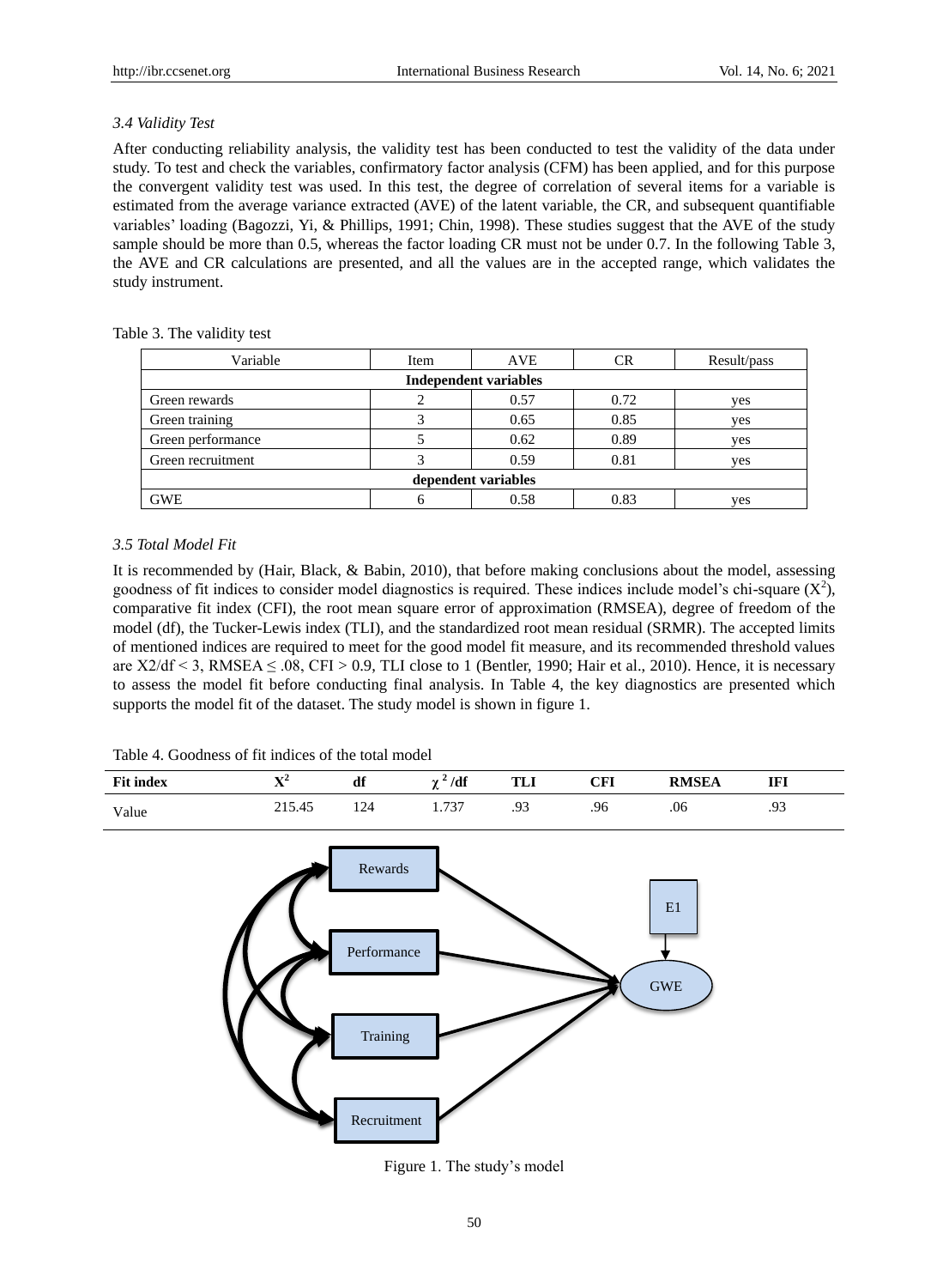### 3.4 Validity Test

After conducting reliability analysis, the validity test has been conducted to test the validity of the data under study. To test and check the variables, confirmatory factor analysis (CFM) has been applied, and for this purpose the convergent validity test was used. In this test, the degree of correlation of several items for a variable is estimated from the average variance extracted (AVE) of the latent variable, the CR, and subsequent quantifiable variables' loading (Bagozzi, Yi, & Phillips, 1991; Chin, 1998). These studies suggest that the AVE of the study sample should be more than 0.5, whereas the factor loading CR must not be under 0.7. In the following Table 3, the AVE and CR calculations are presented, and all the values are in the accepted range, which validates the study instrument.

Table 3. The validity test

| Variable | Item | AVE | CR | Result/pass |
|---|---|---|---|---|
| **Independent variables** | | | | |
| Green rewards | 2 | 0.57 | 0.72 | yes |
| Green training | 3 | 0.65 | 0.85 | yes |
| Green performance | 5 | 0.62 | 0.89 | yes |
| Green recruitment | 3 | 0.59 | 0.81 | yes |
| **dependent variables** | | | | |
| GWE | 6 | 0.58 | 0.83 | yes |

### 3.5 Total Model Fit

It is recommended by (Hair, Black, & Babin, 2010), that before making conclusions about the model, assessing goodness of fit indices to consider model diagnostics is required. These indices include model's chi-square ($X^2$), comparative fit index (CFI), the root mean square error of approximation (RMSEA), degree of freedom of the model (df), the Tucker-Lewis index (TLI), and the standardized root mean residual (SRMR). The accepted limits of mentioned indices are required to meet for the good model fit measure, and its recommended threshold values are $X2/df < 3$, $RMSEA \leq .08$, $CFI > 0.9$, TLI close to 1 (Bentler, 1990; Hair et al., 2010). Hence, it is necessary to assess the model fit before conducting final analysis. In Table 4, the key diagnostics are presented which supports the model fit of the dataset. The study model is shown in figure 1.

Table 4. Goodness of fit indices of the total model

| Fit index | $X^2$ | df | $\chi^2$/df | TLI | CFI | RMSEA | IFI |
|---|---|---|---|---|---|---|---|
| Value | 215.45 | 124 | 1.737 | .93 | .96 | .06 | .93 |

Figure 1. The study's model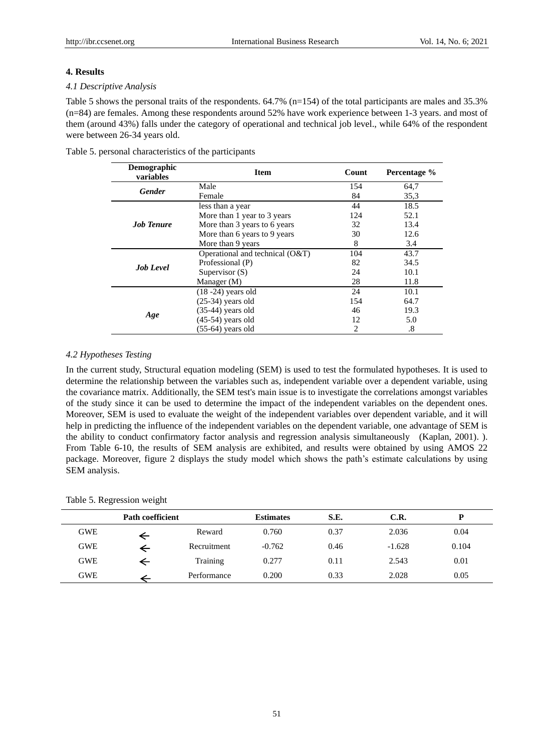## 4. Results

### *4.1 Descriptive Analysis*

Table 5 shows the personal traits of the respondents. 64.7% (n=154) of the total participants are males and 35.3% (n=84) are females. Among these respondents around 52% have work experience between 1-3 years. and most of them (around 43%) falls under the category of operational and technical job level., while 64% of the respondent were between 26-34 years old.

Table 5. personal characteristics of the participants

| Demographic variables | Item | Count | Percentage % |
|---|---|---|---|
| ***Gender*** | Male | 154 | 64,7 |
| | Female | 84 | 35,3 |
| ***Job Tenure*** | less than a year | 44 | 18.5 |
| | More than 1 year to 3 years | 124 | 52.1 |
| | More than 3 years to 6 years | 32 | 13.4 |
| | More than 6 years to 9 years | 30 | 12.6 |
| | More than 9 years | 8 | 3.4 |
| ***Job Level*** | Operational and technical (O&T) | 104 | 43.7 |
| | Professional (P) | 82 | 34.5 |
| | Supervisor (S) | 24 | 10.1 |
| | Manager (M) | 28 | 11.8 |
| ***Age*** | (18 -24) years old | 24 | 10.1 |
| | (25-34) years old | 154 | 64.7 |
| | (35-44) years old | 46 | 19.3 |
| | (45-54) years old | 12 | 5.0 |
| | (55-64) years old | 2 | .8 |

### *4.2 Hypotheses Testing*

In the current study, Structural equation modeling (SEM) is used to test the formulated hypotheses. It is used to determine the relationship between the variables such as, independent variable over a dependent variable, using the covariance matrix. Additionally, the SEM test's main issue is to investigate the correlations amongst variables of the study since it can be used to determine the impact of the independent variables on the dependent ones. Moreover, SEM is used to evaluate the weight of the independent variables over dependent variable, and it will help in predicting the influence of the independent variables on the dependent variable, one advantage of SEM is the ability to conduct confirmatory factor analysis and regression analysis simultaneously (Kaplan, 2001). ). From Table 6-10, the results of SEM analysis are exhibited, and results were obtained by using AMOS 22 package. Moreover, figure 2 displays the study model which shows the path's estimate calculations by using SEM analysis.

Table 5. Regression weight

| Path coefficient | | | Estimates | S.E. | C.R. | P |
|---|---|---|---|---|---|---|
| GWE | ← | Reward | 0.760 | 0.37 | 2.036 | 0.04 |
| GWE | ← | Recruitment | -0.762 | 0.46 | -1.628 | 0.104 |
| GWE | ← | Training | 0.277 | 0.11 | 2.543 | 0.01 |
| GWE | ← | Performance | 0.200 | 0.33 | 2.028 | 0.05 |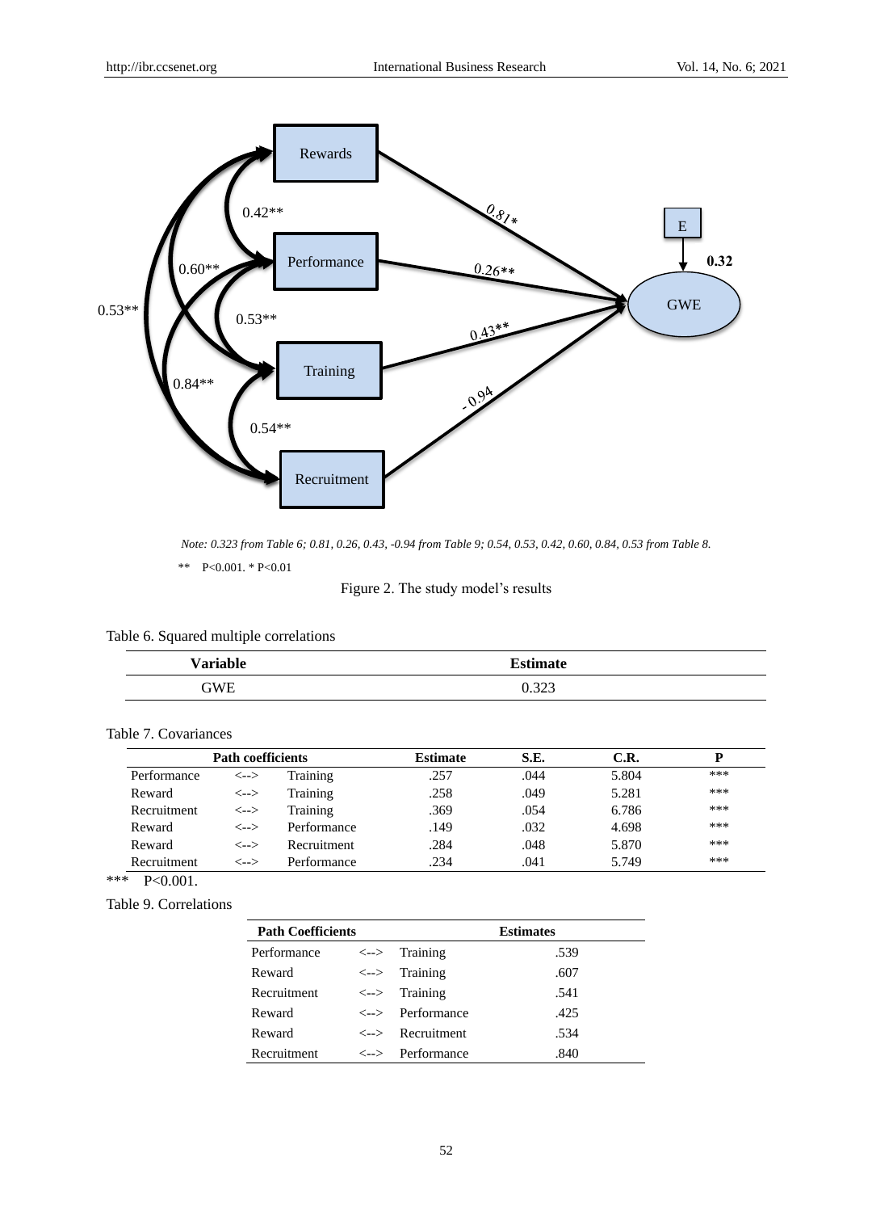Note: 0.323 from Table 6; 0.81, 0.26, 0.43, -0.94 from Table 9; 0.54, 0.53, 0.42, 0.60, 0.84, 0.53 from Table 8.

** P<0.001. * P<0.01

Figure 2. The study model's results

Table 6. Squared multiple correlations

| Variable | Estimate |
|---|---|
| GWE | 0.323 |

Table 7. Covariances

| Path coefficients | | | Estimate | S.E. | C.R. | P |
|---|---|---|---|---|---|---|
| Performance | <--> | Training | .257 | .044 | 5.804 | *** |
| Reward | <--> | Training | .258 | .049 | 5.281 | *** |
| Recruitment | <--> | Training | .369 | .054 | 6.786 | *** |
| Reward | <--> | Performance | .149 | .032 | 4.698 | *** |
| Reward | <--> | Recruitment | .284 | .048 | 5.870 | *** |
| Recruitment | <--> | Performance | .234 | .041 | 5.749 | *** |

*** P<0.001.

Table 9. Correlations

| Path Coefficients | | | Estimates |
|---|---|---|---|
| Performance | <--> | Training | .539 |
| Reward | <--> | Training | .607 |
| Recruitment | <--> | Training | .541 |
| Reward | <--> | Performance | .425 |
| Reward | <--> | Recruitment | .534 |
| Recruitment | <--> | Performance | .840 |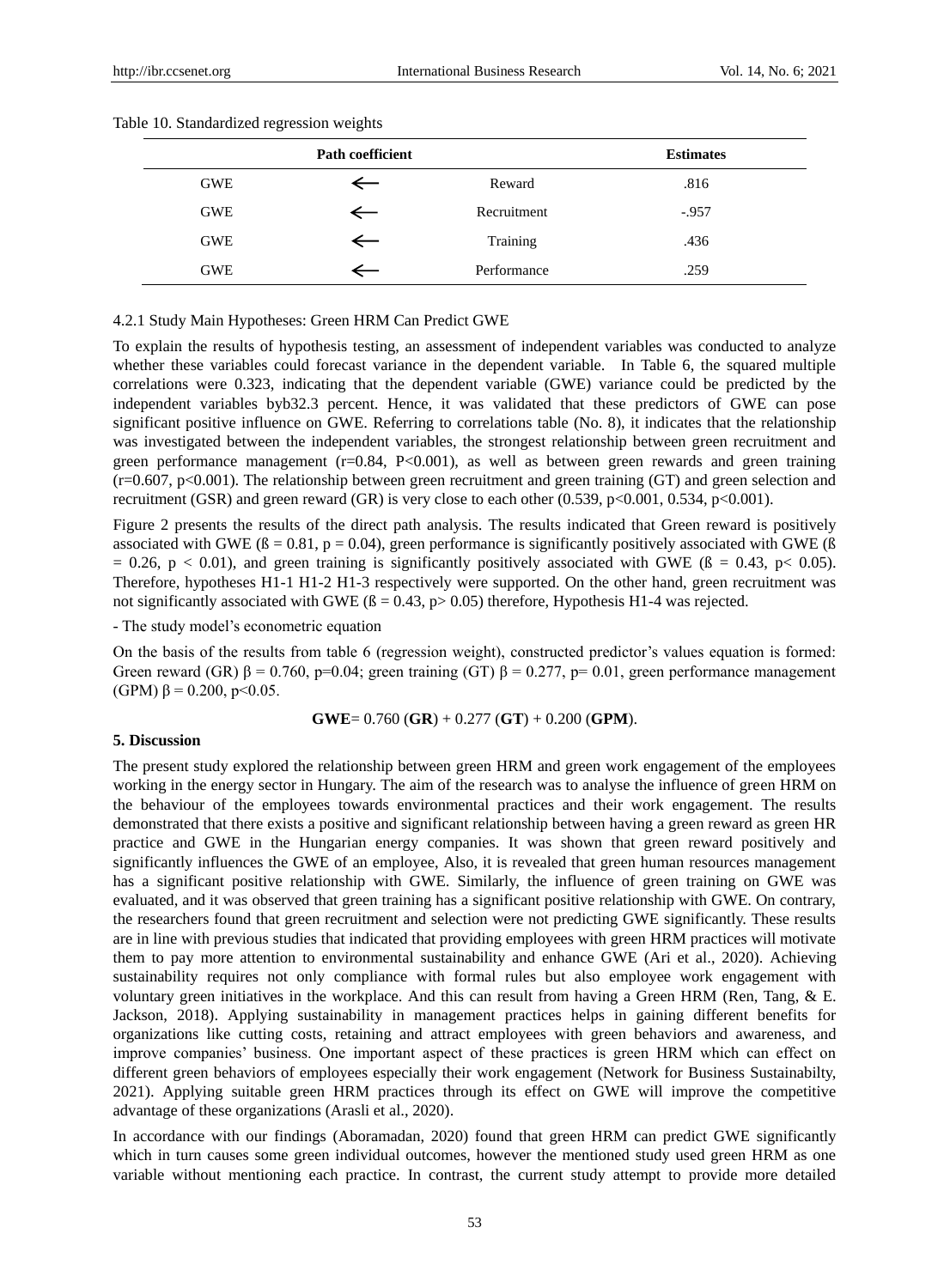Table 10. Standardized regression weights

| Path coefficient | | | Estimates |
|---|---|---|---|
| GWE | ← | Reward | .816 |
| GWE | ← | Recruitment | -.957 |
| GWE | ← | Training | .436 |
| GWE | ← | Performance | .259 |

4.2.1 Study Main Hypotheses: Green HRM Can Predict GWE

To explain the results of hypothesis testing, an assessment of independent variables was conducted to analyze whether these variables could forecast variance in the dependent variable. In Table 6, the squared multiple correlations were 0.323, indicating that the dependent variable (GWE) variance could be predicted by the independent variables byb32.3 percent. Hence, it was validated that these predictors of GWE can pose significant positive influence on GWE. Referring to correlations table (No. 8), it indicates that the relationship was investigated between the independent variables, the strongest relationship between green recruitment and green performance management ($r=0.84$, $P<0.001$), as well as between green rewards and green training ($r=0.607$, $p<0.001$). The relationship between green recruitment and green training (GT) and green selection and recruitment (GSR) and green reward (GR) is very close to each other (0.539, $p<0.001$, 0.534, $p<0.001$).

Figure 2 presents the results of the direct path analysis. The results indicated that Green reward is positively associated with GWE ($ß = 0.81$, $p = 0.04$), green performance is significantly positively associated with GWE ($ß = 0.26$, $p < 0.01$), and green training is significantly positively associated with GWE ($ß = 0.43$, $p< 0.05$). Therefore, hypotheses H1-1 H1-2 H1-3 respectively were supported. On the other hand, green recruitment was not significantly associated with GWE ($ß = 0.43$, $p> 0.05$) therefore, Hypothesis H1-4 was rejected.

- The study model's econometric equation

On the basis of the results from table 6 (regression weight), constructed predictor's values equation is formed: Green reward (GR) $\beta = 0.760$, $p=0.04$; green training (GT) $\beta = 0.277$, $p= 0.01$, green performance management (GPM) $\beta = 0.200$, $p<0.05$.

$$\textbf{GWE} = 0.760\ (\textbf{GR}) + 0.277\ (\textbf{GT}) + 0.200\ (\textbf{GPM}).$$

**5. Discussion**

The present study explored the relationship between green HRM and green work engagement of the employees working in the energy sector in Hungary. The aim of the research was to analyse the influence of green HRM on the behaviour of the employees towards environmental practices and their work engagement. The results demonstrated that there exists a positive and significant relationship between having a green reward as green HR practice and GWE in the Hungarian energy companies. It was shown that green reward positively and significantly influences the GWE of an employee, Also, it is revealed that green human resources management has a significant positive relationship with GWE. Similarly, the influence of green training on GWE was evaluated, and it was observed that green training has a significant positive relationship with GWE. On contrary, the researchers found that green recruitment and selection were not predicting GWE significantly. These results are in line with previous studies that indicated that providing employees with green HRM practices will motivate them to pay more attention to environmental sustainability and enhance GWE (Ari et al., 2020). Achieving sustainability requires not only compliance with formal rules but also employee work engagement with voluntary green initiatives in the workplace. And this can result from having a Green HRM (Ren, Tang, & E. Jackson, 2018). Applying sustainability in management practices helps in gaining different benefits for organizations like cutting costs, retaining and attract employees with green behaviors and awareness, and improve companies' business. One important aspect of these practices is green HRM which can effect on different green behaviors of employees especially their work engagement (Network for Business Sustainabilty, 2021). Applying suitable green HRM practices through its effect on GWE will improve the competitive advantage of these organizations (Arasli et al., 2020).

In accordance with our findings (Aboramadan, 2020) found that green HRM can predict GWE significantly which in turn causes some green individual outcomes, however the mentioned study used green HRM as one variable without mentioning each practice. In contrast, the current study attempt to provide more detailed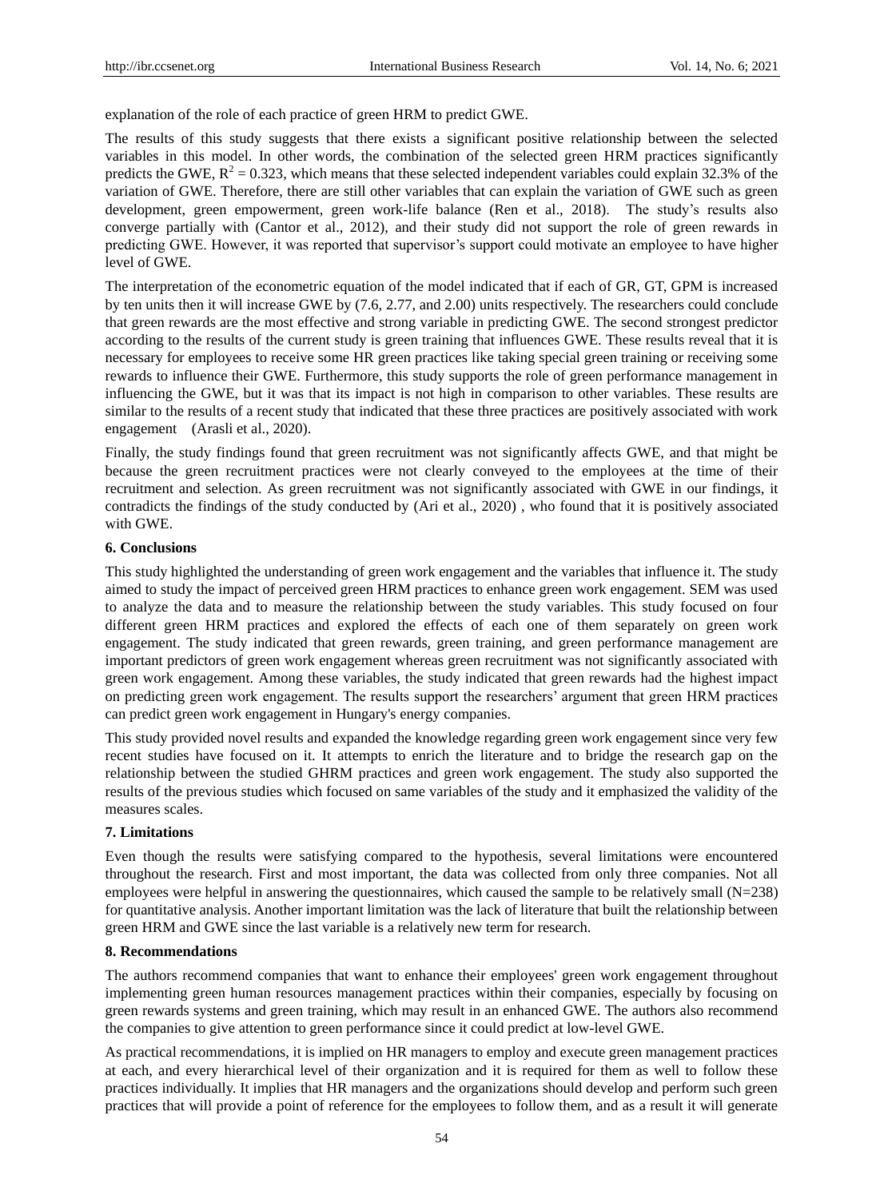explanation of the role of each practice of green HRM to predict GWE.

The results of this study suggests that there exists a significant positive relationship between the selected variables in this model. In other words, the combination of the selected green HRM practices significantly predicts the GWE, $R^2 = 0.323$, which means that these selected independent variables could explain 32.3% of the variation of GWE. Therefore, there are still other variables that can explain the variation of GWE such as green development, green empowerment, green work-life balance (Ren et al., 2018). The study's results also converge partially with (Cantor et al., 2012), and their study did not support the role of green rewards in predicting GWE. However, it was reported that supervisor's support could motivate an employee to have higher level of GWE.

The interpretation of the econometric equation of the model indicated that if each of GR, GT, GPM is increased by ten units then it will increase GWE by (7.6, 2.77, and 2.00) units respectively. The researchers could conclude that green rewards are the most effective and strong variable in predicting GWE. The second strongest predictor according to the results of the current study is green training that influences GWE. These results reveal that it is necessary for employees to receive some HR green practices like taking special green training or receiving some rewards to influence their GWE. Furthermore, this study supports the role of green performance management in influencing the GWE, but it was that its impact is not high in comparison to other variables. These results are similar to the results of a recent study that indicated that these three practices are positively associated with work engagement (Arasli et al., 2020).

Finally, the study findings found that green recruitment was not significantly affects GWE, and that might be because the green recruitment practices were not clearly conveyed to the employees at the time of their recruitment and selection. As green recruitment was not significantly associated with GWE in our findings, it contradicts the findings of the study conducted by (Ari et al., 2020) , who found that it is positively associated with GWE.

## 6. Conclusions

This study highlighted the understanding of green work engagement and the variables that influence it. The study aimed to study the impact of perceived green HRM practices to enhance green work engagement. SEM was used to analyze the data and to measure the relationship between the study variables. This study focused on four different green HRM practices and explored the effects of each one of them separately on green work engagement. The study indicated that green rewards, green training, and green performance management are important predictors of green work engagement whereas green recruitment was not significantly associated with green work engagement. Among these variables, the study indicated that green rewards had the highest impact on predicting green work engagement. The results support the researchers' argument that green HRM practices can predict green work engagement in Hungary's energy companies.

This study provided novel results and expanded the knowledge regarding green work engagement since very few recent studies have focused on it. It attempts to enrich the literature and to bridge the research gap on the relationship between the studied GHRM practices and green work engagement. The study also supported the results of the previous studies which focused on same variables of the study and it emphasized the validity of the measures scales.

## 7. Limitations

Even though the results were satisfying compared to the hypothesis, several limitations were encountered throughout the research. First and most important, the data was collected from only three companies. Not all employees were helpful in answering the questionnaires, which caused the sample to be relatively small (N=238) for quantitative analysis. Another important limitation was the lack of literature that built the relationship between green HRM and GWE since the last variable is a relatively new term for research.

## 8. Recommendations

The authors recommend companies that want to enhance their employees' green work engagement throughout implementing green human resources management practices within their companies, especially by focusing on green rewards systems and green training, which may result in an enhanced GWE. The authors also recommend the companies to give attention to green performance since it could predict at low-level GWE.

As practical recommendations, it is implied on HR managers to employ and execute green management practices at each, and every hierarchical level of their organization and it is required for them as well to follow these practices individually. It implies that HR managers and the organizations should develop and perform such green practices that will provide a point of reference for the employees to follow them, and as a result it will generate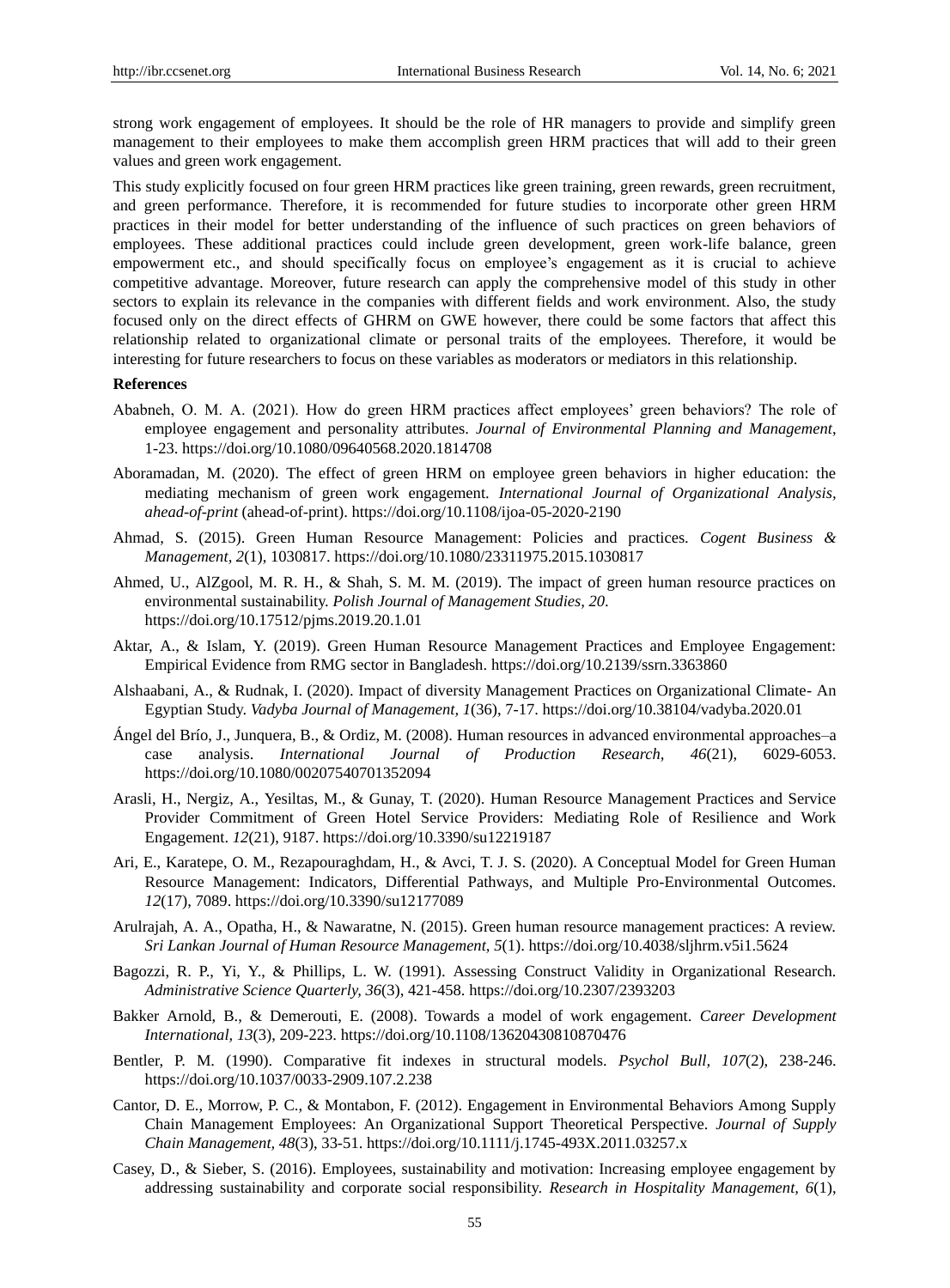strong work engagement of employees. It should be the role of HR managers to provide and simplify green management to their employees to make them accomplish green HRM practices that will add to their green values and green work engagement.

This study explicitly focused on four green HRM practices like green training, green rewards, green recruitment, and green performance. Therefore, it is recommended for future studies to incorporate other green HRM practices in their model for better understanding of the influence of such practices on green behaviors of employees. These additional practices could include green development, green work-life balance, green empowerment etc., and should specifically focus on employee's engagement as it is crucial to achieve competitive advantage. Moreover, future research can apply the comprehensive model of this study in other sectors to explain its relevance in the companies with different fields and work environment. Also, the study focused only on the direct effects of GHRM on GWE however, there could be some factors that affect this relationship related to organizational climate or personal traits of the employees. Therefore, it would be interesting for future researchers to focus on these variables as moderators or mediators in this relationship.

**References**

Ababneh, O. M. A. (2021). How do green HRM practices affect employees' green behaviors? The role of employee engagement and personality attributes. *Journal of Environmental Planning and Management*, 1-23. https://doi.org/10.1080/09640568.2020.1814708

Aboramadan, M. (2020). The effect of green HRM on employee green behaviors in higher education: the mediating mechanism of green work engagement. *International Journal of Organizational Analysis, ahead-of-print* (ahead-of-print). https://doi.org/10.1108/ijoa-05-2020-2190

Ahmad, S. (2015). Green Human Resource Management: Policies and practices. *Cogent Business & Management, 2*(1), 1030817. https://doi.org/10.1080/23311975.2015.1030817

Ahmed, U., AlZgool, M. R. H., & Shah, S. M. M. (2019). The impact of green human resource practices on environmental sustainability. *Polish Journal of Management Studies, 20*. https://doi.org/10.17512/pjms.2019.20.1.01

Aktar, A., & Islam, Y. (2019). Green Human Resource Management Practices and Employee Engagement: Empirical Evidence from RMG sector in Bangladesh. https://doi.org/10.2139/ssrn.3363860

Alshaabani, A., & Rudnak, I. (2020). Impact of diversity Management Practices on Organizational Climate- An Egyptian Study. *Vadyba Journal of Management, 1*(36), 7-17. https://doi.org/10.38104/vadyba.2020.01

Ángel del Brío, J., Junquera, B., & Ordiz, M. (2008). Human resources in advanced environmental approaches–a case analysis. *International Journal of Production Research, 46*(21), 6029-6053. https://doi.org/10.1080/00207540701352094

Arasli, H., Nergiz, A., Yesiltas, M., & Gunay, T. (2020). Human Resource Management Practices and Service Provider Commitment of Green Hotel Service Providers: Mediating Role of Resilience and Work Engagement. *12*(21), 9187. https://doi.org/10.3390/su12219187

Ari, E., Karatepe, O. M., Rezapouraghdam, H., & Avci, T. J. S. (2020). A Conceptual Model for Green Human Resource Management: Indicators, Differential Pathways, and Multiple Pro-Environmental Outcomes. *12*(17), 7089. https://doi.org/10.3390/su12177089

Arulrajah, A. A., Opatha, H., & Nawaratne, N. (2015). Green human resource management practices: A review. *Sri Lankan Journal of Human Resource Management, 5*(1). https://doi.org/10.4038/sljhrm.v5i1.5624

Bagozzi, R. P., Yi, Y., & Phillips, L. W. (1991). Assessing Construct Validity in Organizational Research. *Administrative Science Quarterly, 36*(3), 421-458. https://doi.org/10.2307/2393203

Bakker Arnold, B., & Demerouti, E. (2008). Towards a model of work engagement. *Career Development International, 13*(3), 209-223. https://doi.org/10.1108/13620430810870476

Bentler, P. M. (1990). Comparative fit indexes in structural models. *Psychol Bull, 107*(2), 238-246. https://doi.org/10.1037/0033-2909.107.2.238

Cantor, D. E., Morrow, P. C., & Montabon, F. (2012). Engagement in Environmental Behaviors Among Supply Chain Management Employees: An Organizational Support Theoretical Perspective. *Journal of Supply Chain Management, 48*(3), 33-51. https://doi.org/10.1111/j.1745-493X.2011.03257.x

Casey, D., & Sieber, S. (2016). Employees, sustainability and motivation: Increasing employee engagement by addressing sustainability and corporate social responsibility. *Research in Hospitality Management, 6*(1),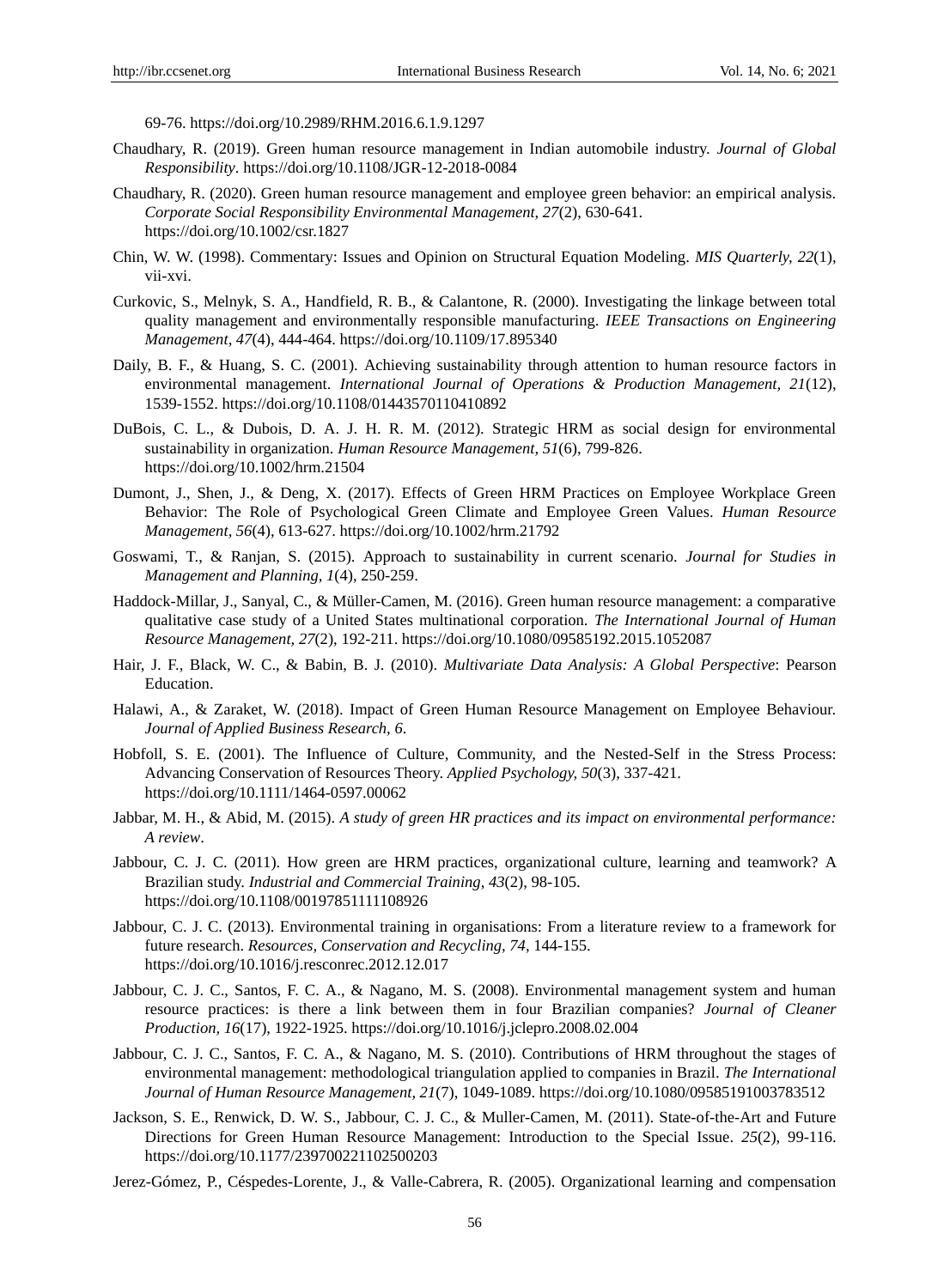69-76. https://doi.org/10.2989/RHM.2016.6.1.9.1297

Chaudhary, R. (2019). Green human resource management in Indian automobile industry. *Journal of Global Responsibility*. https://doi.org/10.1108/JGR-12-2018-0084

Chaudhary, R. (2020). Green human resource management and employee green behavior: an empirical analysis. *Corporate Social Responsibility Environmental Management, 27*(2), 630-641. https://doi.org/10.1002/csr.1827

Chin, W. W. (1998). Commentary: Issues and Opinion on Structural Equation Modeling. *MIS Quarterly, 22*(1), vii-xvi.

Curkovic, S., Melnyk, S. A., Handfield, R. B., & Calantone, R. (2000). Investigating the linkage between total quality management and environmentally responsible manufacturing. *IEEE Transactions on Engineering Management, 47*(4), 444-464. https://doi.org/10.1109/17.895340

Daily, B. F., & Huang, S. C. (2001). Achieving sustainability through attention to human resource factors in environmental management. *International Journal of Operations & Production Management, 21*(12), 1539-1552. https://doi.org/10.1108/01443570110410892

DuBois, C. L., & Dubois, D. A. J. H. R. M. (2012). Strategic HRM as social design for environmental sustainability in organization. *Human Resource Management, 51*(6), 799-826. https://doi.org/10.1002/hrm.21504

Dumont, J., Shen, J., & Deng, X. (2017). Effects of Green HRM Practices on Employee Workplace Green Behavior: The Role of Psychological Green Climate and Employee Green Values. *Human Resource Management, 56*(4), 613-627. https://doi.org/10.1002/hrm.21792

Goswami, T., & Ranjan, S. (2015). Approach to sustainability in current scenario. *Journal for Studies in Management and Planning, 1*(4), 250-259.

Haddock-Millar, J., Sanyal, C., & Müller-Camen, M. (2016). Green human resource management: a comparative qualitative case study of a United States multinational corporation. *The International Journal of Human Resource Management, 27*(2), 192-211. https://doi.org/10.1080/09585192.2015.1052087

Hair, J. F., Black, W. C., & Babin, B. J. (2010). *Multivariate Data Analysis: A Global Perspective*: Pearson Education.

Halawi, A., & Zaraket, W. (2018). Impact of Green Human Resource Management on Employee Behaviour. *Journal of Applied Business Research, 6*.

Hobfoll, S. E. (2001). The Influence of Culture, Community, and the Nested-Self in the Stress Process: Advancing Conservation of Resources Theory. *Applied Psychology, 50*(3), 337-421. https://doi.org/10.1111/1464-0597.00062

Jabbar, M. H., & Abid, M. (2015). *A study of green HR practices and its impact on environmental performance: A review*.

Jabbour, C. J. C. (2011). How green are HRM practices, organizational culture, learning and teamwork? A Brazilian study. *Industrial and Commercial Training, 43*(2), 98-105. https://doi.org/10.1108/00197851111108926

Jabbour, C. J. C. (2013). Environmental training in organisations: From a literature review to a framework for future research. *Resources, Conservation and Recycling, 74*, 144-155. https://doi.org/10.1016/j.resconrec.2012.12.017

Jabbour, C. J. C., Santos, F. C. A., & Nagano, M. S. (2008). Environmental management system and human resource practices: is there a link between them in four Brazilian companies? *Journal of Cleaner Production, 16*(17), 1922-1925. https://doi.org/10.1016/j.jclepro.2008.02.004

Jabbour, C. J. C., Santos, F. C. A., & Nagano, M. S. (2010). Contributions of HRM throughout the stages of environmental management: methodological triangulation applied to companies in Brazil. *The International Journal of Human Resource Management, 21*(7), 1049-1089. https://doi.org/10.1080/09585191003783512

Jackson, S. E., Renwick, D. W. S., Jabbour, C. J. C., & Muller-Camen, M. (2011). State-of-the-Art and Future Directions for Green Human Resource Management: Introduction to the Special Issue. *25*(2), 99-116. https://doi.org/10.1177/239700221102500203

Jerez-Gómez, P., Céspedes-Lorente, J., & Valle-Cabrera, R. (2005). Organizational learning and compensation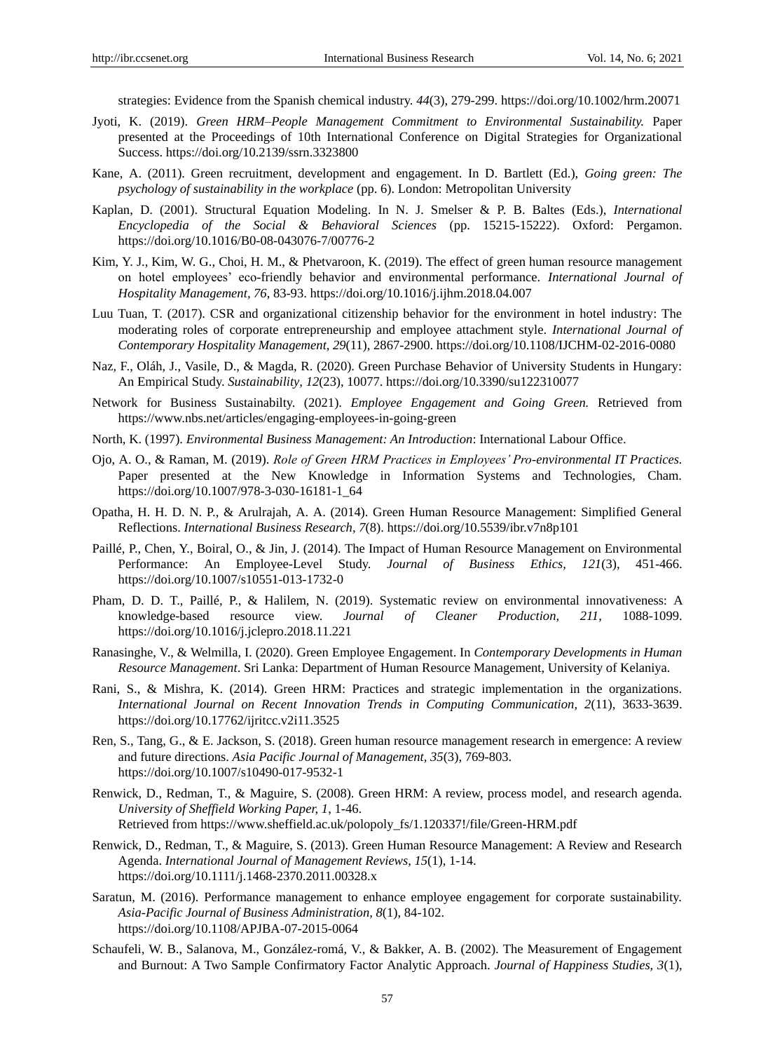strategies: Evidence from the Spanish chemical industry. *44*(3), 279-299. https://doi.org/10.1002/hrm.20071

Jyoti, K. (2019). *Green HRM–People Management Commitment to Environmental Sustainability.* Paper presented at the Proceedings of 10th International Conference on Digital Strategies for Organizational Success. https://doi.org/10.2139/ssrn.3323800

Kane, A. (2011). Green recruitment, development and engagement. In D. Bartlett (Ed.), *Going green: The psychology of sustainability in the workplace* (pp. 6). London: Metropolitan University

Kaplan, D. (2001). Structural Equation Modeling. In N. J. Smelser & P. B. Baltes (Eds.), *International Encyclopedia of the Social & Behavioral Sciences* (pp. 15215-15222). Oxford: Pergamon. https://doi.org/10.1016/B0-08-043076-7/00776-2

Kim, Y. J., Kim, W. G., Choi, H. M., & Phetvaroon, K. (2019). The effect of green human resource management on hotel employees' eco-friendly behavior and environmental performance. *International Journal of Hospitality Management, 76*, 83-93. https://doi.org/10.1016/j.ijhm.2018.04.007

Luu Tuan, T. (2017). CSR and organizational citizenship behavior for the environment in hotel industry: The moderating roles of corporate entrepreneurship and employee attachment style. *International Journal of Contemporary Hospitality Management, 29*(11), 2867-2900. https://doi.org/10.1108/IJCHM-02-2016-0080

Naz, F., Oláh, J., Vasile, D., & Magda, R. (2020). Green Purchase Behavior of University Students in Hungary: An Empirical Study. *Sustainability, 12*(23), 10077. https://doi.org/10.3390/su122310077

Network for Business Sustainabilty. (2021). *Employee Engagement and Going Green.* Retrieved from https://www.nbs.net/articles/engaging-employees-in-going-green

North, K. (1997). *Environmental Business Management: An Introduction*: International Labour Office.

Ojo, A. O., & Raman, M. (2019). *Role of Green HRM Practices in Employees' Pro-environmental IT Practices.* Paper presented at the New Knowledge in Information Systems and Technologies, Cham. https://doi.org/10.1007/978-3-030-16181-1_64

Opatha, H. H. D. N. P., & Arulrajah, A. A. (2014). Green Human Resource Management: Simplified General Reflections. *International Business Research, 7*(8). https://doi.org/10.5539/ibr.v7n8p101

Paillé, P., Chen, Y., Boiral, O., & Jin, J. (2014). The Impact of Human Resource Management on Environmental Performance: An Employee-Level Study. *Journal of Business Ethics, 121*(3), 451-466. https://doi.org/10.1007/s10551-013-1732-0

Pham, D. D. T., Paillé, P., & Halilem, N. (2019). Systematic review on environmental innovativeness: A knowledge-based resource view. *Journal of Cleaner Production, 211*, 1088-1099. https://doi.org/10.1016/j.jclepro.2018.11.221

Ranasinghe, V., & Welmilla, I. (2020). Green Employee Engagement. In *Contemporary Developments in Human Resource Management*. Sri Lanka: Department of Human Resource Management, University of Kelaniya.

Rani, S., & Mishra, K. (2014). Green HRM: Practices and strategic implementation in the organizations. *International Journal on Recent Innovation Trends in Computing Communication, 2*(11), 3633-3639. https://doi.org/10.17762/ijritcc.v2i11.3525

Ren, S., Tang, G., & E. Jackson, S. (2018). Green human resource management research in emergence: A review and future directions. *Asia Pacific Journal of Management, 35*(3), 769-803. https://doi.org/10.1007/s10490-017-9532-1

Renwick, D., Redman, T., & Maguire, S. (2008). Green HRM: A review, process model, and research agenda. *University of Sheffield Working Paper, 1*, 1-46. Retrieved from https://www.sheffield.ac.uk/polopoly_fs/1.120337!/file/Green-HRM.pdf

Renwick, D., Redman, T., & Maguire, S. (2013). Green Human Resource Management: A Review and Research Agenda. *International Journal of Management Reviews, 15*(1), 1-14. https://doi.org/10.1111/j.1468-2370.2011.00328.x

Saratun, M. (2016). Performance management to enhance employee engagement for corporate sustainability. *Asia-Pacific Journal of Business Administration, 8*(1), 84-102. https://doi.org/10.1108/APJBA-07-2015-0064

Schaufeli, W. B., Salanova, M., González-romá, V., & Bakker, A. B. (2002). The Measurement of Engagement and Burnout: A Two Sample Confirmatory Factor Analytic Approach. *Journal of Happiness Studies, 3*(1),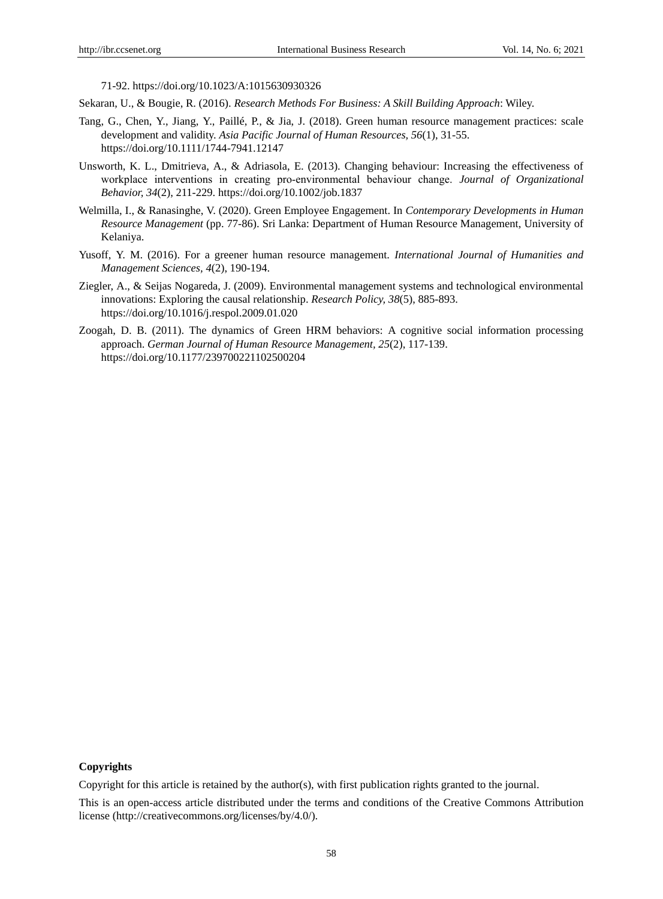71-92. https://doi.org/10.1023/A:1015630930326

Sekaran, U., & Bougie, R. (2016). *Research Methods For Business: A Skill Building Approach*: Wiley.

Tang, G., Chen, Y., Jiang, Y., Paillé, P., & Jia, J. (2018). Green human resource management practices: scale development and validity. *Asia Pacific Journal of Human Resources, 56*(1), 31-55. https://doi.org/10.1111/1744-7941.12147

Unsworth, K. L., Dmitrieva, A., & Adriasola, E. (2013). Changing behaviour: Increasing the effectiveness of workplace interventions in creating pro-environmental behaviour change. *Journal of Organizational Behavior, 34*(2), 211-229. https://doi.org/10.1002/job.1837

Welmilla, I., & Ranasinghe, V. (2020). Green Employee Engagement. In *Contemporary Developments in Human Resource Management* (pp. 77-86). Sri Lanka: Department of Human Resource Management, University of Kelaniya.

Yusoff, Y. M. (2016). For a greener human resource management. *International Journal of Humanities and Management Sciences, 4*(2), 190-194.

Ziegler, A., & Seijas Nogareda, J. (2009). Environmental management systems and technological environmental innovations: Exploring the causal relationship. *Research Policy, 38*(5), 885-893. https://doi.org/10.1016/j.respol.2009.01.020

Zoogah, D. B. (2011). The dynamics of Green HRM behaviors: A cognitive social information processing approach. *German Journal of Human Resource Management, 25*(2), 117-139. https://doi.org/10.1177/239700221102500204

**Copyrights**

Copyright for this article is retained by the author(s), with first publication rights granted to the journal.

This is an open-access article distributed under the terms and conditions of the Creative Commons Attribution license (http://creativecommons.org/licenses/by/4.0/).